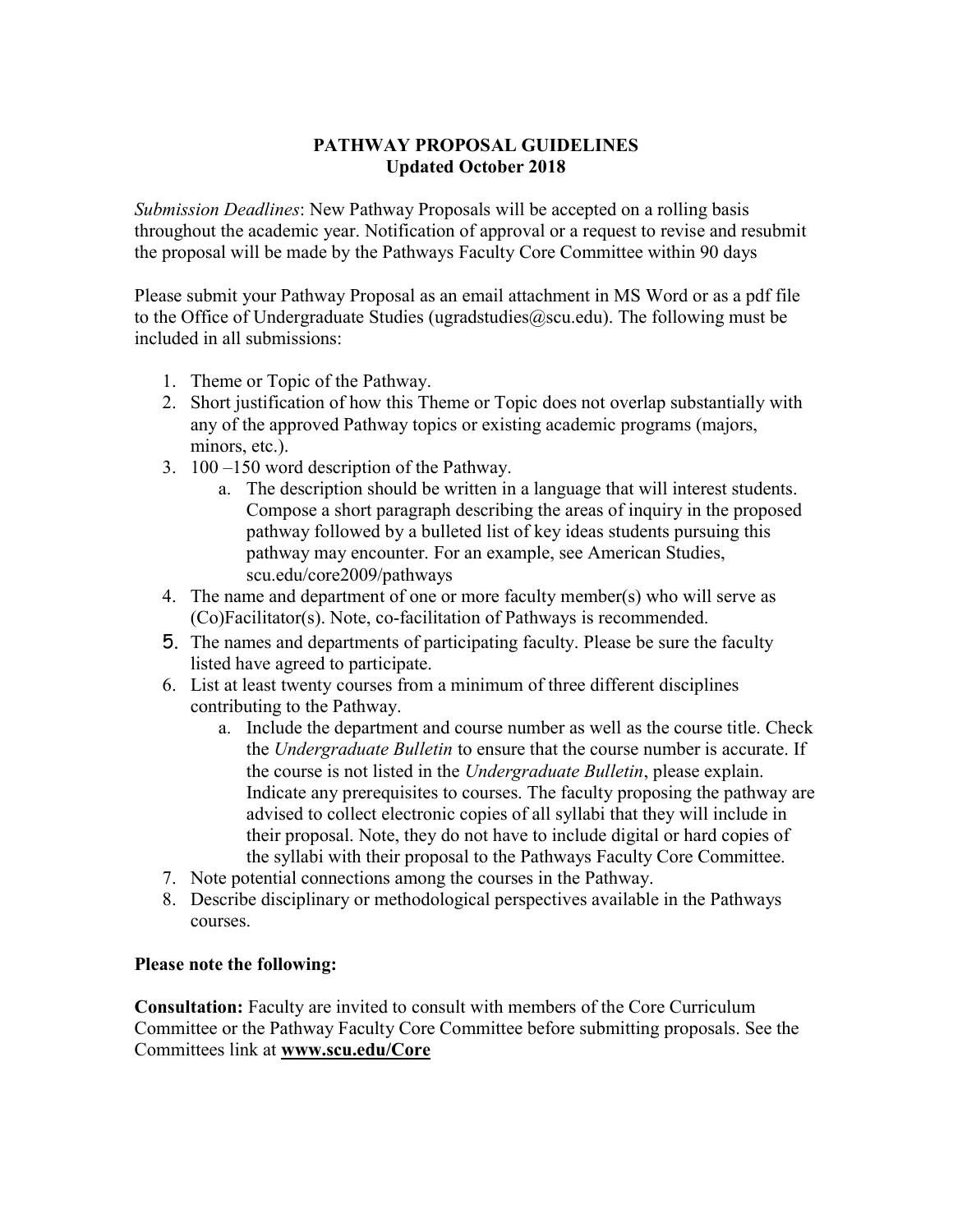**PATHWAY PROPOSAL GUIDELINES**
**Updated October 2018**

*Submission Deadlines*: New Pathway Proposals will be accepted on a rolling basis throughout the academic year. Notification of approval or a request to revise and resubmit the proposal will be made by the Pathways Faculty Core Committee within 90 days

Please submit your Pathway Proposal as an email attachment in MS Word or as a pdf file to the Office of Undergraduate Studies (ugradstudies@scu.edu). The following must be included in all submissions:

1. Theme or Topic of the Pathway.
2. Short justification of how this Theme or Topic does not overlap substantially with any of the approved Pathway topics or existing academic programs (majors, minors, etc.).
3. 100 –150 word description of the Pathway.
   a. The description should be written in a language that will interest students. Compose a short paragraph describing the areas of inquiry in the proposed pathway followed by a bulleted list of key ideas students pursuing this pathway may encounter. For an example, see American Studies, scu.edu/core2009/pathways
4. The name and department of one or more faculty member(s) who will serve as (Co)Facilitator(s). Note, co-facilitation of Pathways is recommended.
5. The names and departments of participating faculty. Please be sure the faculty listed have agreed to participate.
6. List at least twenty courses from a minimum of three different disciplines contributing to the Pathway.
   a. Include the department and course number as well as the course title. Check the *Undergraduate Bulletin* to ensure that the course number is accurate. If the course is not listed in the *Undergraduate Bulletin*, please explain. Indicate any prerequisites to courses. The faculty proposing the pathway are advised to collect electronic copies of all syllabi that they will include in their proposal. Note, they do not have to include digital or hard copies of the syllabi with their proposal to the Pathways Faculty Core Committee.
7. Note potential connections among the courses in the Pathway.
8. Describe disciplinary or methodological perspectives available in the Pathways courses.

**Please note the following:**

**Consultation:** Faculty are invited to consult with members of the Core Curriculum Committee or the Pathway Faculty Core Committee before submitting proposals. See the Committees link at **www.scu.edu/Core**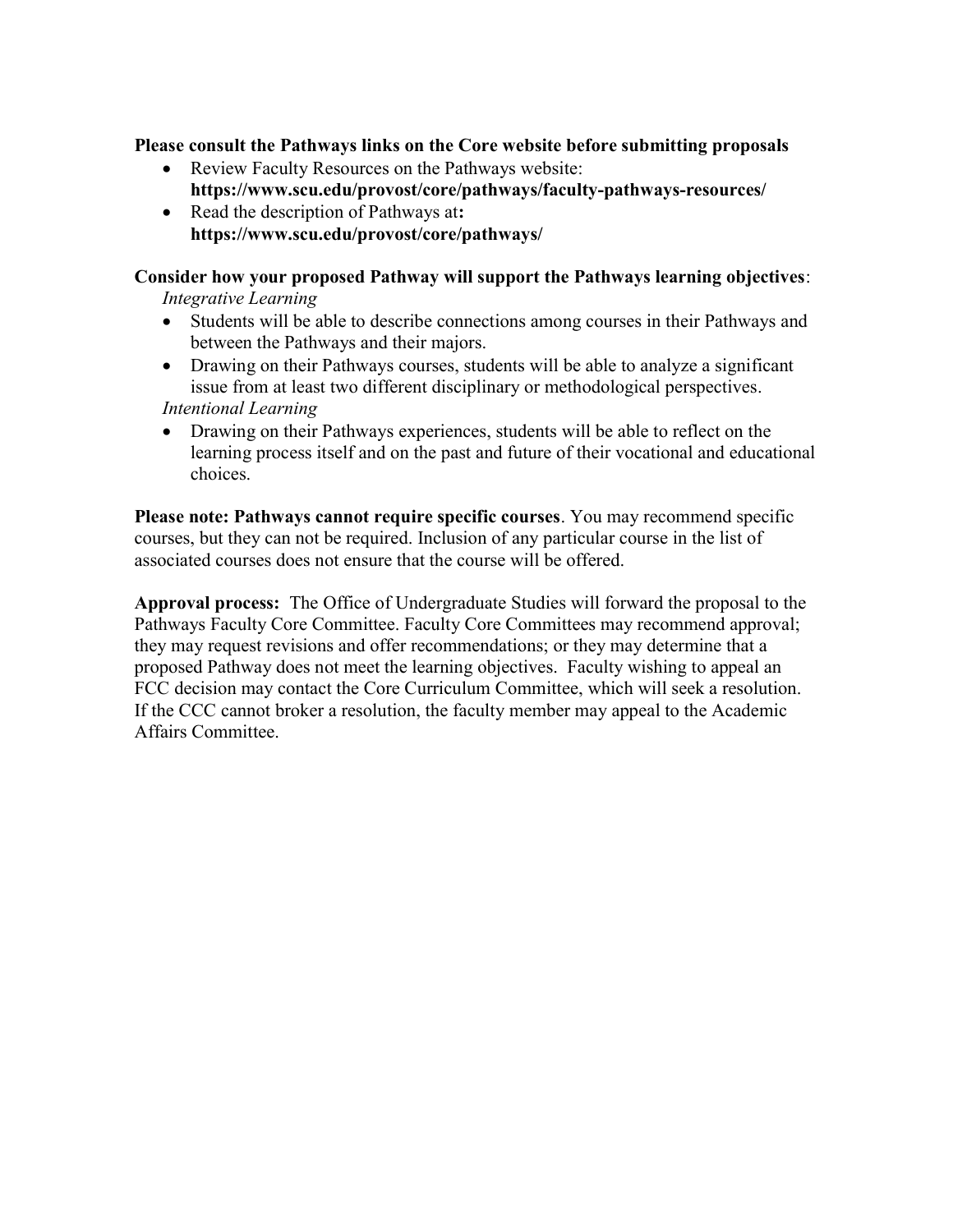**Please consult the Pathways links on the Core website before submitting proposals**

- Review Faculty Resources on the Pathways website: **https://www.scu.edu/provost/core/pathways/faculty-pathways-resources/**
- Read the description of Pathways at**:** **https://www.scu.edu/provost/core/pathways/**

**Consider how your proposed Pathway will support the Pathways learning objectives**:

*Integrative Learning*

- Students will be able to describe connections among courses in their Pathways and between the Pathways and their majors.
- Drawing on their Pathways courses, students will be able to analyze a significant issue from at least two different disciplinary or methodological perspectives.

*Intentional Learning*

- Drawing on their Pathways experiences, students will be able to reflect on the learning process itself and on the past and future of their vocational and educational choices.

**Please note: Pathways cannot require specific courses**. You may recommend specific courses, but they can not be required. Inclusion of any particular course in the list of associated courses does not ensure that the course will be offered.

**Approval process:** The Office of Undergraduate Studies will forward the proposal to the Pathways Faculty Core Committee. Faculty Core Committees may recommend approval; they may request revisions and offer recommendations; or they may determine that a proposed Pathway does not meet the learning objectives. Faculty wishing to appeal an FCC decision may contact the Core Curriculum Committee, which will seek a resolution. If the CCC cannot broker a resolution, the faculty member may appeal to the Academic Affairs Committee.